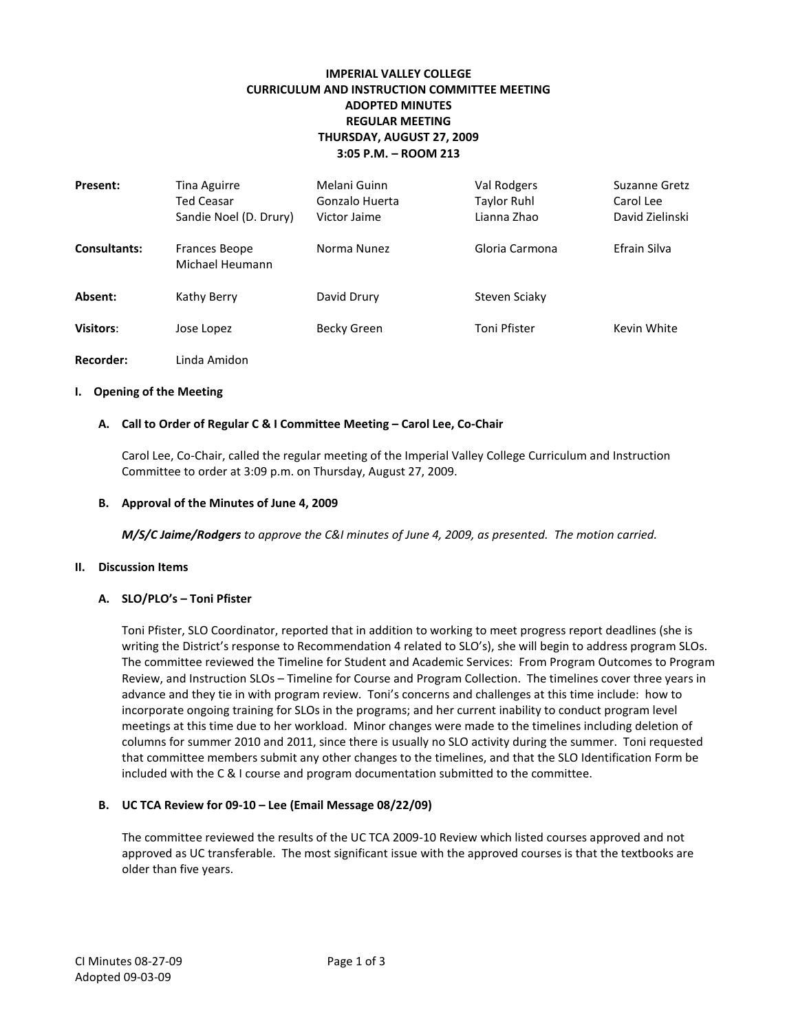**IMPERIAL VALLEY COLLEGE**
**CURRICULUM AND INSTRUCTION COMMITTEE MEETING**
**ADOPTED MINUTES**
**REGULAR MEETING**
**THURSDAY, AUGUST 27, 2009**
**3:05 P.M. – ROOM 213**

| | | | | |
|---|---|---|---|---|
| **Present:** | Tina Aguirre<br>Ted Ceasar<br>Sandie Noel (D. Drury) | Melani Guinn<br>Gonzalo Huerta<br>Victor Jaime | Val Rodgers<br>Taylor Ruhl<br>Lianna Zhao | Suzanne Gretz<br>Carol Lee<br>David Zielinski |
| **Consultants:** | Frances Beope<br>Michael Heumann | Norma Nunez | Gloria Carmona | Efrain Silva |
| **Absent:** | Kathy Berry | David Drury | Steven Sciaky | |
| **Visitors:** | Jose Lopez | Becky Green | Toni Pfister | Kevin White |
| **Recorder:** | Linda Amidon | | | |

## I. Opening of the Meeting

### A. Call to Order of Regular C & I Committee Meeting – Carol Lee, Co-Chair

Carol Lee, Co-Chair, called the regular meeting of the Imperial Valley College Curriculum and Instruction Committee to order at 3:09 p.m. on Thursday, August 27, 2009.

### B. Approval of the Minutes of June 4, 2009

***M/S/C Jaime/Rodgers*** *to approve the C&I minutes of June 4, 2009, as presented. The motion carried.*

## II. Discussion Items

### A. SLO/PLO's – Toni Pfister

Toni Pfister, SLO Coordinator, reported that in addition to working to meet progress report deadlines (she is writing the District's response to Recommendation 4 related to SLO's), she will begin to address program SLOs. The committee reviewed the Timeline for Student and Academic Services: From Program Outcomes to Program Review, and Instruction SLOs – Timeline for Course and Program Collection. The timelines cover three years in advance and they tie in with program review. Toni's concerns and challenges at this time include: how to incorporate ongoing training for SLOs in the programs; and her current inability to conduct program level meetings at this time due to her workload. Minor changes were made to the timelines including deletion of columns for summer 2010 and 2011, since there is usually no SLO activity during the summer. Toni requested that committee members submit any other changes to the timelines, and that the SLO Identification Form be included with the C & I course and program documentation submitted to the committee.

### B. UC TCA Review for 09-10 – Lee (Email Message 08/22/09)

The committee reviewed the results of the UC TCA 2009-10 Review which listed courses approved and not approved as UC transferable. The most significant issue with the approved courses is that the textbooks are older than five years.

CI Minutes 08-27-09
Adopted 09-03-09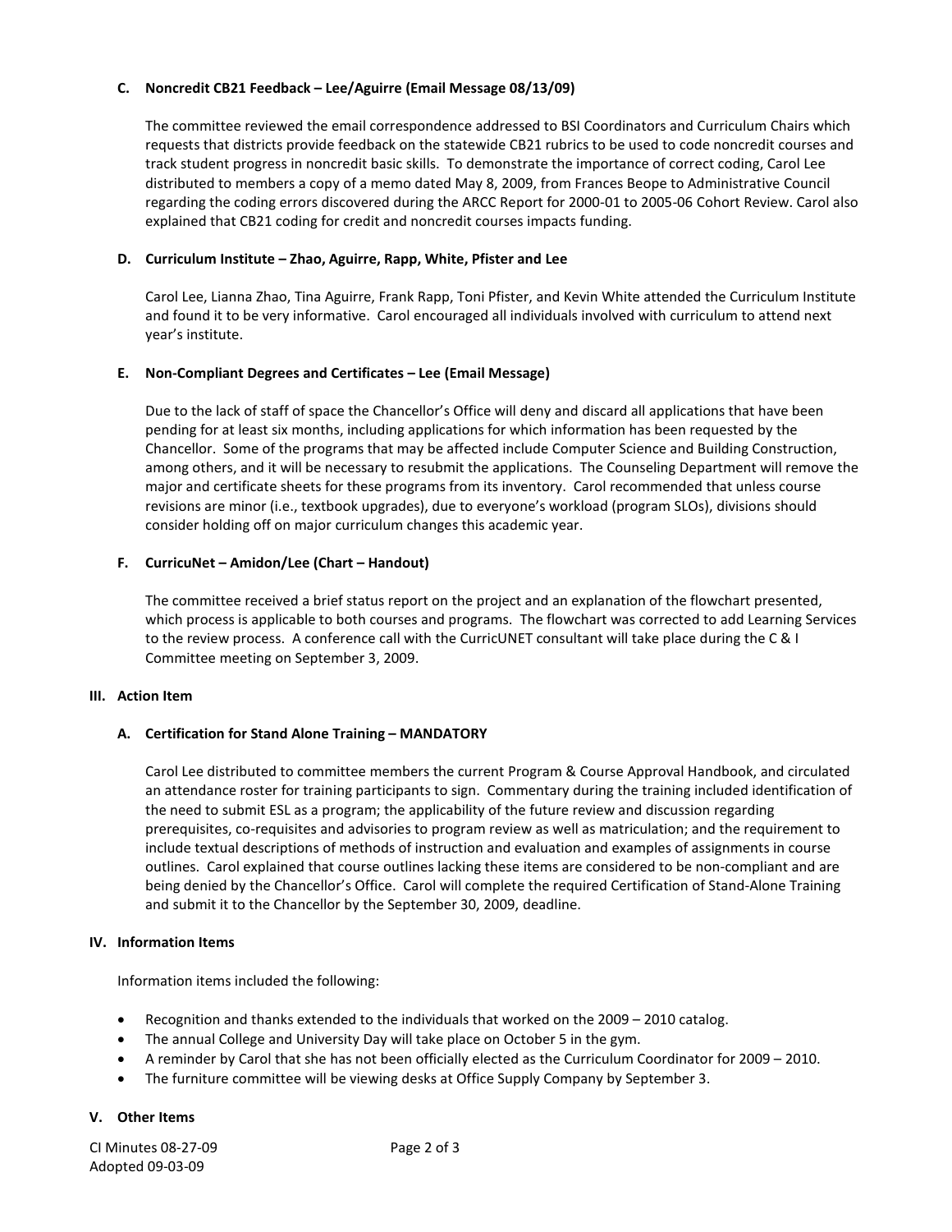### C. Noncredit CB21 Feedback – Lee/Aguirre (Email Message 08/13/09)

The committee reviewed the email correspondence addressed to BSI Coordinators and Curriculum Chairs which requests that districts provide feedback on the statewide CB21 rubrics to be used to code noncredit courses and track student progress in noncredit basic skills. To demonstrate the importance of correct coding, Carol Lee distributed to members a copy of a memo dated May 8, 2009, from Frances Beope to Administrative Council regarding the coding errors discovered during the ARCC Report for 2000-01 to 2005-06 Cohort Review. Carol also explained that CB21 coding for credit and noncredit courses impacts funding.

### D. Curriculum Institute – Zhao, Aguirre, Rapp, White, Pfister and Lee

Carol Lee, Lianna Zhao, Tina Aguirre, Frank Rapp, Toni Pfister, and Kevin White attended the Curriculum Institute and found it to be very informative. Carol encouraged all individuals involved with curriculum to attend next year's institute.

### E. Non-Compliant Degrees and Certificates – Lee (Email Message)

Due to the lack of staff of space the Chancellor's Office will deny and discard all applications that have been pending for at least six months, including applications for which information has been requested by the Chancellor. Some of the programs that may be affected include Computer Science and Building Construction, among others, and it will be necessary to resubmit the applications. The Counseling Department will remove the major and certificate sheets for these programs from its inventory. Carol recommended that unless course revisions are minor (i.e., textbook upgrades), due to everyone's workload (program SLOs), divisions should consider holding off on major curriculum changes this academic year.

### F. CurricuNet – Amidon/Lee (Chart – Handout)

The committee received a brief status report on the project and an explanation of the flowchart presented, which process is applicable to both courses and programs. The flowchart was corrected to add Learning Services to the review process. A conference call with the CurricUNET consultant will take place during the C & I Committee meeting on September 3, 2009.

## III. Action Item

### A. Certification for Stand Alone Training – MANDATORY

Carol Lee distributed to committee members the current Program & Course Approval Handbook, and circulated an attendance roster for training participants to sign. Commentary during the training included identification of the need to submit ESL as a program; the applicability of the future review and discussion regarding prerequisites, co-requisites and advisories to program review as well as matriculation; and the requirement to include textual descriptions of methods of instruction and evaluation and examples of assignments in course outlines. Carol explained that course outlines lacking these items are considered to be non-compliant and are being denied by the Chancellor's Office. Carol will complete the required Certification of Stand-Alone Training and submit it to the Chancellor by the September 30, 2009, deadline.

## IV. Information Items

Information items included the following:

- Recognition and thanks extended to the individuals that worked on the 2009 – 2010 catalog.
- The annual College and University Day will take place on October 5 in the gym.
- A reminder by Carol that she has not been officially elected as the Curriculum Coordinator for 2009 – 2010.
- The furniture committee will be viewing desks at Office Supply Company by September 3.

## V. Other Items

CI Minutes 08-27-09
Adopted 09-03-09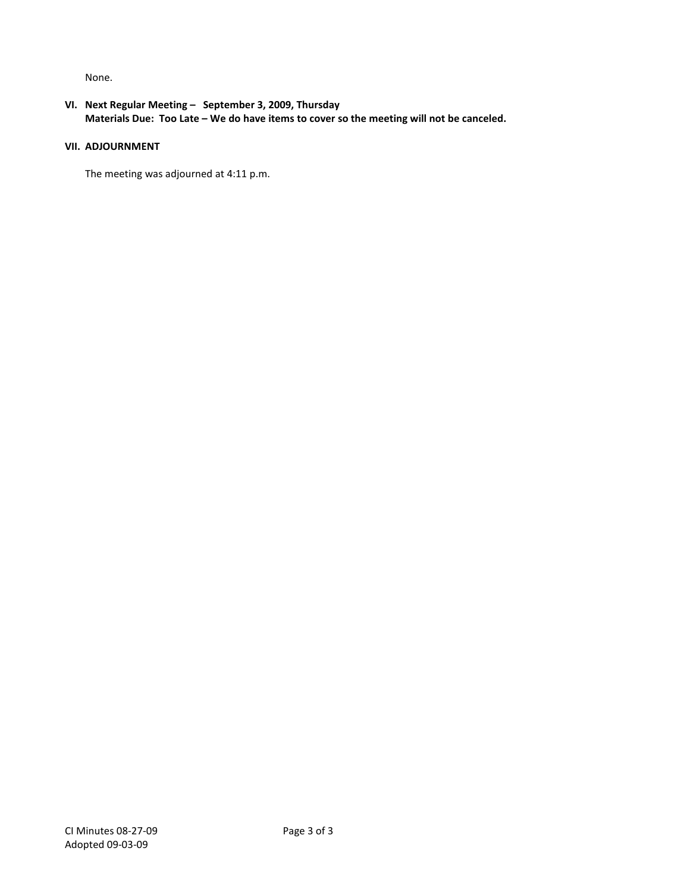None.

**VI. Next Regular Meeting – September 3, 2009, Thursday**
**Materials Due: Too Late – We do have items to cover so the meeting will not be canceled.**

**VII. ADJOURNMENT**

The meeting was adjourned at 4:11 p.m.

CI Minutes 08-27-09
Adopted 09-03-09